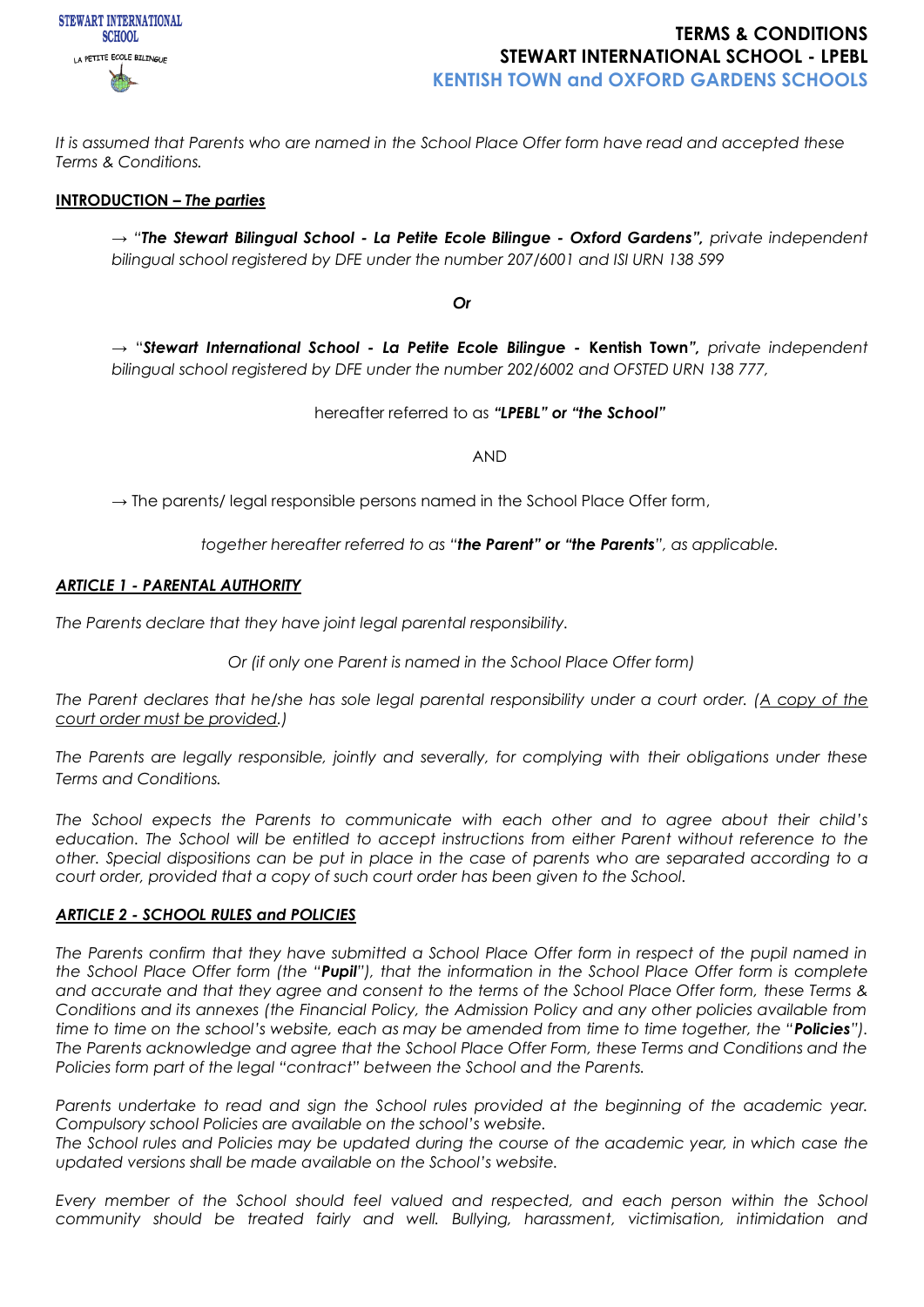# TERMS & CONDITIONS
# STEWART INTERNATIONAL SCHOOL - LPEBL
## KENTISH TOWN and OXFORD GARDENS SCHOOLS

*It is assumed that Parents who are named in the School Place Offer form have read and accepted these Terms & Conditions.*

**INTRODUCTION – *The parties***

→ *"**The Stewart Bilingual School - La Petite Ecole Bilingue - Oxford Gardens",** private independent bilingual school registered by DFE under the number 207/6001 and ISI URN 138 599*

***Or***

→ *"**Stewart International School - La Petite Ecole Bilingue -** **Kentish Town",** private independent bilingual school registered by DFE under the number 202/6002 and OFSTED URN 138 777,*

hereafter referred to as ***"LPEBL" or "the School"***

AND

→ The parents/ legal responsible persons named in the School Place Offer form,

*together hereafter referred to as "**the Parent" or "the Parents**", as applicable.*

***ARTICLE 1 - PARENTAL AUTHORITY***

*The Parents declare that they have joint legal parental responsibility.*

*Or (if only one Parent is named in the School Place Offer form)*

*The Parent declares that he/she has sole legal parental responsibility under a court order. (A copy of the court order must be provided.)*

*The Parents are legally responsible, jointly and severally, for complying with their obligations under these Terms and Conditions.*

*The School expects the Parents to communicate with each other and to agree about their child's education. The School will be entitled to accept instructions from either Parent without reference to the other. Special dispositions can be put in place in the case of parents who are separated according to a court order, provided that a copy of such court order has been given to the School.*

***ARTICLE 2 - SCHOOL RULES and POLICIES***

*The Parents confirm that they have submitted a School Place Offer form in respect of the pupil named in the School Place Offer form (the "**Pupil**"), that the information in the School Place Offer form is complete and accurate and that they agree and consent to the terms of the School Place Offer form, these Terms & Conditions and its annexes (the Financial Policy, the Admission Policy and any other policies available from time to time on the school's website, each as may be amended from time to time together, the "**Policies**"). The Parents acknowledge and agree that the School Place Offer Form, these Terms and Conditions and the Policies form part of the legal "contract" between the School and the Parents.*

*Parents undertake to read and sign the School rules provided at the beginning of the academic year. Compulsory school Policies are available on the school's website.*
*The School rules and Policies may be updated during the course of the academic year, in which case the updated versions shall be made available on the School's website.*

*Every member of the School should feel valued and respected, and each person within the School community should be treated fairly and well. Bullying, harassment, victimisation, intimidation and*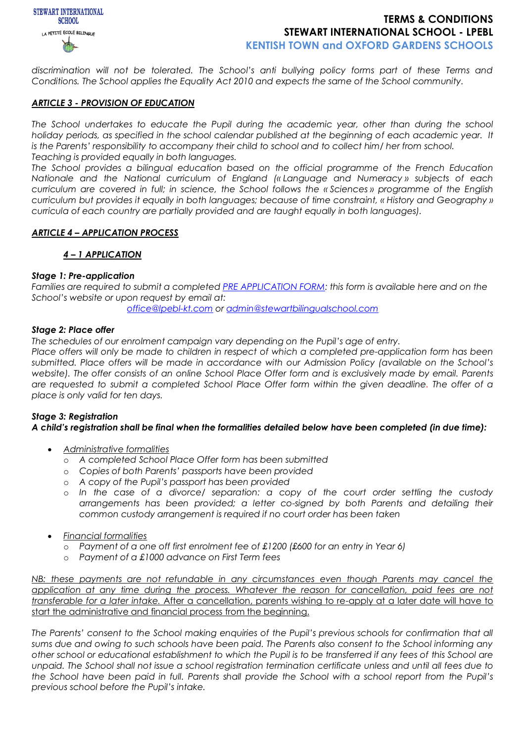*discrimination will not be tolerated. The School's anti bullying policy forms part of these Terms and Conditions. The School applies the Equality Act 2010 and expects the same of the School community.*

## ***ARTICLE 3 - PROVISION OF EDUCATION***

*The School undertakes to educate the Pupil during the academic year, other than during the school holiday periods, as specified in the school calendar published at the beginning of each academic year. It is the Parents' responsibility to accompany their child to school and to collect him/ her from school.*
*Teaching is provided equally in both languages.*
*The School provides a bilingual education based on the official programme of the French Education Nationale and the National curriculum of England (« Language and Numeracy » subjects of each curriculum are covered in full; in science, the School follows the « Sciences » programme of the English curriculum but provides it equally in both languages; because of time constraint, « History and Geography » curricula of each country are partially provided and are taught equally in both languages).*

## ***ARTICLE 4 – APPLICATION PROCESS***

### ***4 – 1 APPLICATION***

***Stage 1: Pre-application***
*Families are required to submit a completed PRE APPLICATION FORM: this form is available here and on the School's website or upon request by email at:*
*office@lpebl-kt.com or admin@stewartbilingualschool.com*

***Stage 2: Place offer***
*The schedules of our enrolment campaign vary depending on the Pupil's age of entry.*
*Place offers will only be made to children in respect of which a completed pre-application form has been submitted. Place offers will be made in accordance with our Admission Policy (available on the School's website). The offer consists of an online School Place Offer form and is exclusively made by email. Parents are requested to submit a completed School Place Offer form within the given deadline. The offer of a place is only valid for ten days.*

***Stage 3: Registration***
***A child's registration shall be final when the formalities detailed below have been completed (in due time):***

- *Administrative formalities*
  - *A completed School Place Offer form has been submitted*
  - *Copies of both Parents' passports have been provided*
  - *A copy of the Pupil's passport has been provided*
  - *In the case of a divorce/ separation: a copy of the court order settling the custody arrangements has been provided; a letter co-signed by both Parents and detailing their common custody arrangement is required if no court order has been taken*
- *Financial formalities*
  - *Payment of a one off first enrolment fee of £1200 (£600 for an entry in Year 6)*
  - *Payment of a £1000 advance on First Term fees*

*NB: these payments are not refundable in any circumstances even though Parents may cancel the application at any time during the process. Whatever the reason for cancellation, paid fees are not transferable for a later intake.* After a cancellation, parents wishing to re-apply at a later date will have to start the administrative and financial process from the beginning.

*The Parents' consent to the School making enquiries of the Pupil's previous schools for confirmation that all sums due and owing to such schools have been paid. The Parents also consent to the School informing any other school or educational establishment to which the Pupil is to be transferred if any fees of this School are unpaid. The School shall not issue a school registration termination certificate unless and until all fees due to the School have been paid in full. Parents shall provide the School with a school report from the Pupil's previous school before the Pupil's intake.*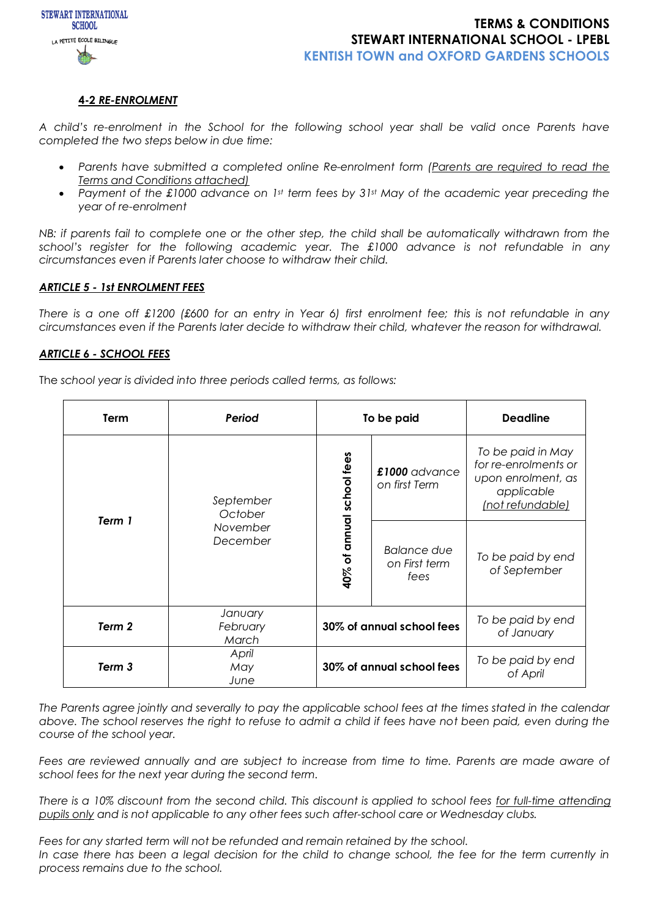#### ***4-2 RE-ENROLMENT***

*A child's re-enrolment in the School for the following school year shall be valid once Parents have completed the two steps below in due time:*

- *Parents have submitted a completed online Re-enrolment form (Parents are required to read the Terms and Conditions attached)*
- *Payment of the £1000 advance on 1st term fees by 31st May of the academic year preceding the year of re-enrolment*

*NB: if parents fail to complete one or the other step, the child shall be automatically withdrawn from the school's register for the following academic year. The £1000 advance is not refundable in any circumstances even if Parents later choose to withdraw their child.*

### ***ARTICLE 5 - 1st ENROLMENT FEES***

*There is a one off £1200 (£600 for an entry in Year 6) first enrolment fee; this is not refundable in any circumstances even if the Parents later decide to withdraw their child, whatever the reason for withdrawal.*

### ***ARTICLE 6 - SCHOOL FEES***

The *school year is divided into three periods called terms, as follows:*

| Term | *Period* | To be paid | | Deadline |
|---|---|---|---|---|
| *Term 1* | *September October November December* | **40% of annual school fees** | ***£1000** advance on first Term* | *To be paid in May for re-enrolments or upon enrolment, as applicable (not refundable)* |
| | | | *Balance due on First term fees* | *To be paid by end of September* |
| *Term 2* | *January February March* | **30% of annual school fees** | | *To be paid by end of January* |
| *Term 3* | *April May June* | **30% of annual school fees** | | *To be paid by end of April* |

*The Parents agree jointly and severally to pay the applicable school fees at the times stated in the calendar above. The school reserves the right to refuse to admit a child if fees have not been paid, even during the course of the school year.*

*Fees are reviewed annually and are subject to increase from time to time. Parents are made aware of school fees for the next year during the second term.*

*There is a 10% discount from the second child. This discount is applied to school fees for full-time attending pupils only and is not applicable to any other fees such after-school care or Wednesday clubs.*

*Fees for any started term will not be refunded and remain retained by the school.*
*In case there has been a legal decision for the child to change school, the fee for the term currently in process remains due to the school.*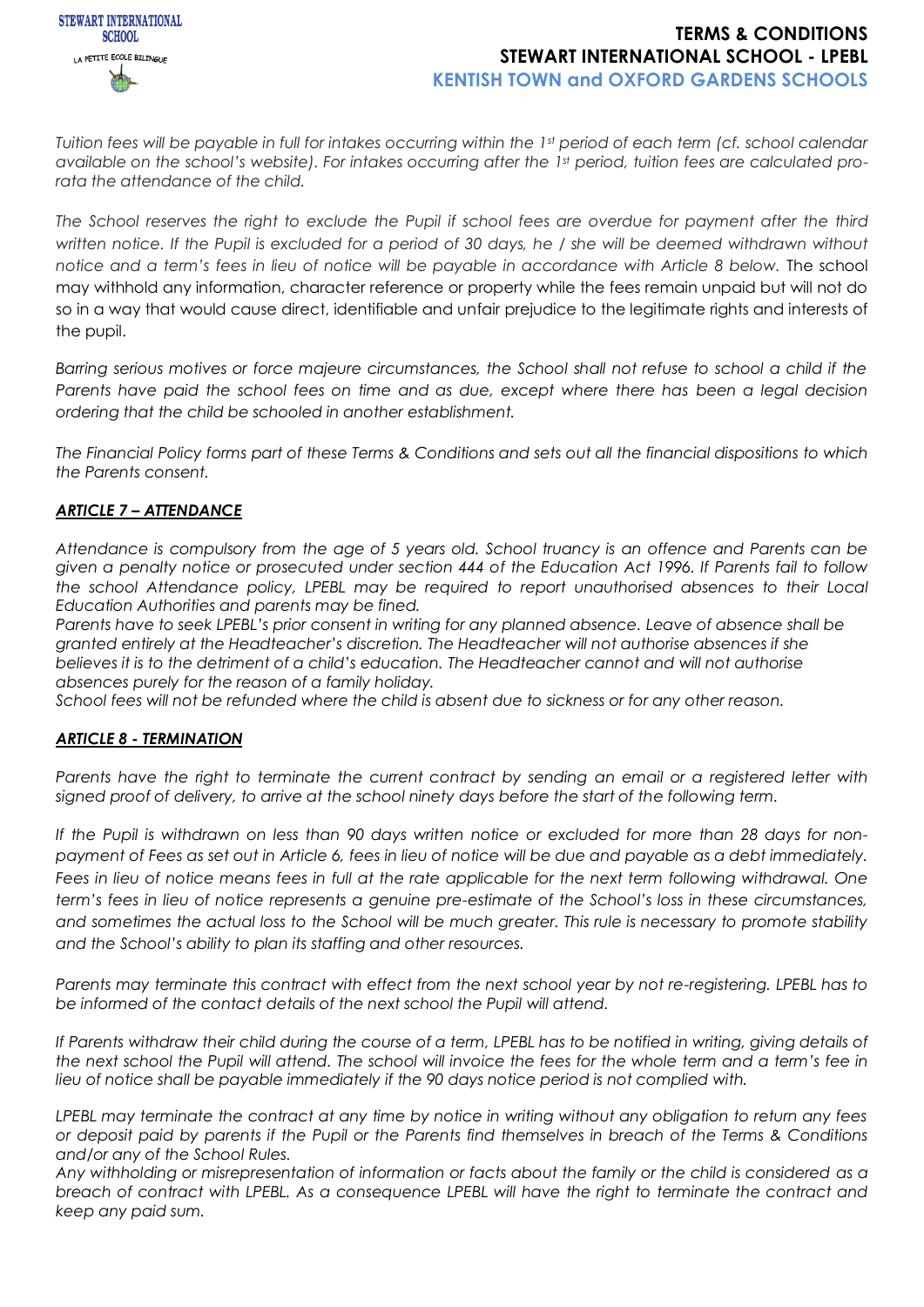*Tuition fees will be payable in full for intakes occurring within the 1st period of each term (cf. school calendar available on the school's website). For intakes occurring after the 1st period, tuition fees are calculated pro-rata the attendance of the child.*

*The School reserves the right to exclude the Pupil if school fees are overdue for payment after the third written notice. If the Pupil is excluded for a period of 30 days, he / she will be deemed withdrawn without notice and a term's fees in lieu of notice will be payable in accordance with Article 8 below.* The school may withhold any information, character reference or property while the fees remain unpaid but will not do so in a way that would cause direct, identifiable and unfair prejudice to the legitimate rights and interests of the pupil.

*Barring serious motives or force majeure circumstances, the School shall not refuse to school a child if the Parents have paid the school fees on time and as due, except where there has been a legal decision ordering that the child be schooled in another establishment.*

*The Financial Policy forms part of these Terms & Conditions and sets out all the financial dispositions to which the Parents consent.*

## ***ARTICLE 7 – ATTENDANCE***

*Attendance is compulsory from the age of 5 years old. School truancy is an offence and Parents can be given a penalty notice or prosecuted under section 444 of the Education Act 1996. If Parents fail to follow the school Attendance policy, LPEBL may be required to report unauthorised absences to their Local Education Authorities and parents may be fined.*
*Parents have to seek LPEBL's prior consent in writing for any planned absence. Leave of absence shall be granted entirely at the Headteacher's discretion. The Headteacher will not authorise absences if she believes it is to the detriment of a child's education. The Headteacher cannot and will not authorise absences purely for the reason of a family holiday.*
*School fees will not be refunded where the child is absent due to sickness or for any other reason.*

## ***ARTICLE 8 - TERMINATION***

*Parents have the right to terminate the current contract by sending an email or a registered letter with signed proof of delivery, to arrive at the school ninety days before the start of the following term.*

*If the Pupil is withdrawn on less than 90 days written notice or excluded for more than 28 days for non-payment of Fees as set out in Article 6, fees in lieu of notice will be due and payable as a debt immediately. Fees in lieu of notice means fees in full at the rate applicable for the next term following withdrawal. One term's fees in lieu of notice represents a genuine pre-estimate of the School's loss in these circumstances, and sometimes the actual loss to the School will be much greater. This rule is necessary to promote stability and the School's ability to plan its staffing and other resources.*

*Parents may terminate this contract with effect from the next school year by not re-registering. LPEBL has to be informed of the contact details of the next school the Pupil will attend.*

*If Parents withdraw their child during the course of a term, LPEBL has to be notified in writing, giving details of the next school the Pupil will attend. The school will invoice the fees for the whole term and a term's fee in lieu of notice shall be payable immediately if the 90 days notice period is not complied with.*

*LPEBL may terminate the contract at any time by notice in writing without any obligation to return any fees or deposit paid by parents if the Pupil or the Parents find themselves in breach of the Terms & Conditions and/or any of the School Rules.*
*Any withholding or misrepresentation of information or facts about the family or the child is considered as a breach of contract with LPEBL. As a consequence LPEBL will have the right to terminate the contract and keep any paid sum.*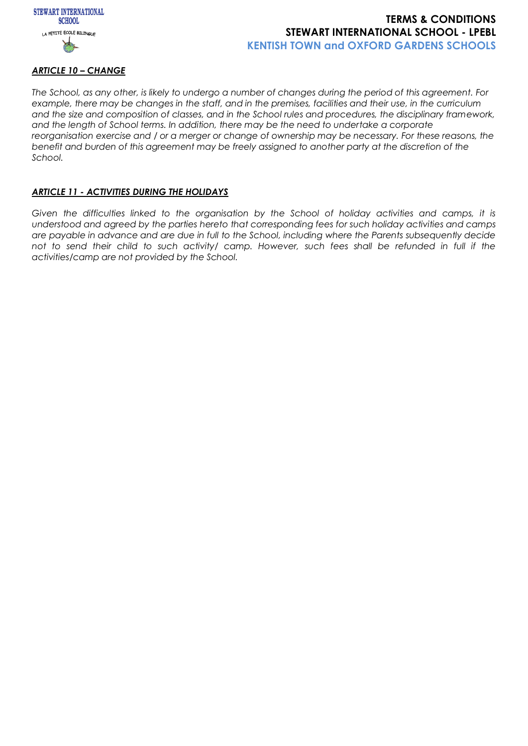## ***ARTICLE 10 – CHANGE***

*The School, as any other, is likely to undergo a number of changes during the period of this agreement. For example, there may be changes in the staff, and in the premises, facilities and their use, in the curriculum and the size and composition of classes, and in the School rules and procedures, the disciplinary framework, and the length of School terms. In addition, there may be the need to undertake a corporate reorganisation exercise and / or a merger or change of ownership may be necessary. For these reasons, the benefit and burden of this agreement may be freely assigned to another party at the discretion of the School.*

## ***ARTICLE 11 - ACTIVITIES DURING THE HOLIDAYS***

*Given the difficulties linked to the organisation by the School of holiday activities and camps, it is understood and agreed by the parties hereto that corresponding fees for such holiday activities and camps are payable in advance and are due in full to the School, including where the Parents subsequently decide not to send their child to such activity/ camp. However, such fees shall be refunded in full if the activities/camp are not provided by the School.*